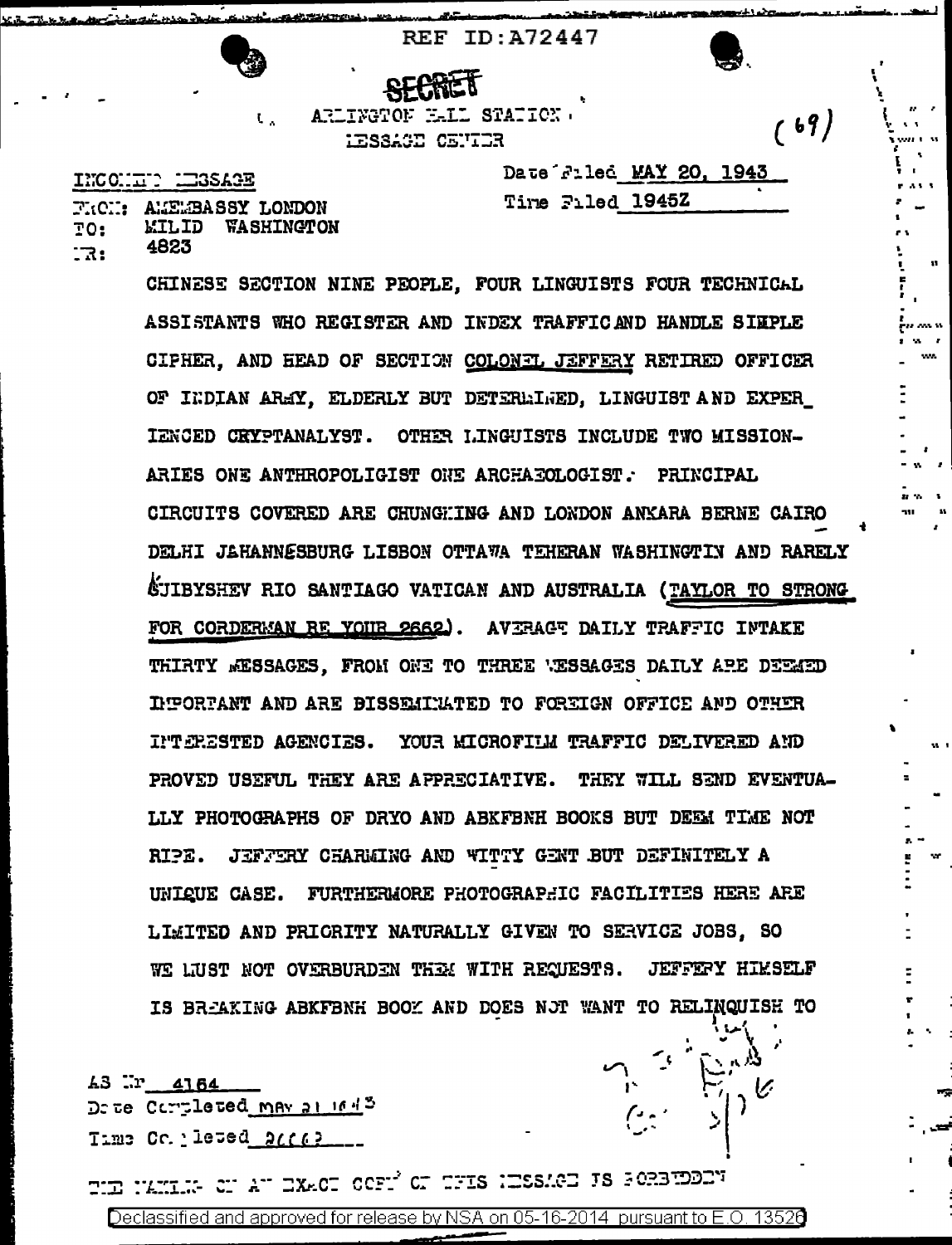REF ID:A72447

**SECRET**

ARLINGTON HALL STATION
MESSAGE CENTER

(69)

INCOMING MESSAGE

Date Filed MAY 20, 1943

Time Filed 1945Z

FROM: AMEMBASSY LONDON
TO: MILID WASHINGTON
NR: 4823

CHINESE SECTION NINE PEOPLE, FOUR LINGUISTS FOUR TECHNICAL ASSISTANTS WHO REGISTER AND INDEX TRAFFIC AND HANDLE SIMPLE CIPHER, AND HEAD OF SECTION COLONEL JEFFERY RETIRED OFFICER OF INDIAN ARMY, ELDERLY BUT DETERMINED, LINGUIST AND EXPERIENCED CRYPTANALYST. OTHER LINGUISTS INCLUDE TWO MISSIONARIES ONE ANTHROPOLIGIST ONE ARCHAEOLOGIST. PRINCIPAL CIRCUITS COVERED ARE CHUNGKING AND LONDON ANKARA BERNE CAIRO DELHI JAHANNESBURG LISBON OTTAWA TEHERAN WASHINGTIN AND RARELY KUIBYSHEV RIO SANTIAGO VATICAN AND AUSTRALIA (TAYLOR TO STRONG FOR CORDERMAN RE YOUR 2662). AVERAGE DAILY TRAFFIC INTAKE THIRTY MESSAGES, FROM ONE TO THREE MESSAGES DAILY ARE DEEMED IMPORTANT AND ARE DISSEMINATED TO FOREIGN OFFICE AND OTHER INTERESTED AGENCIES. YOUR MICROFILM TRAFFIC DELIVERED AND PROVED USEFUL THEY ARE APPRECIATIVE. THEY WILL SEND EVENTUALLY PHOTOGRAPHS OF DRYO AND ABKFBNH BOOKS BUT DEEM TIME NOT RIPE. JEFFERY CHARMING AND WITTY GENT BUT DEFINITELY A UNIQUE CASE. FURTHERMORE PHOTOGRAPHIC FACILITIES HERE ARE LIMITED AND PRIORITY NATURALLY GIVEN TO SERVICE JOBS, SO WE MUST NOT OVERBURDEN THEM WITH REQUESTS. JEFFERY HIMSELF IS BREAKING ABKFBNH BOOK AND DOES NOT WANT TO RELINQUISH TO

AS Nr 4164
Date Completed MAY 21 1943
Time Completed 2116?

THE MAKING OF AN EXACT COPY OF THIS MESSAGE IS FORBIDDEN

Declassified and approved for release by NSA on 05-16-2014 pursuant to E.O. 13526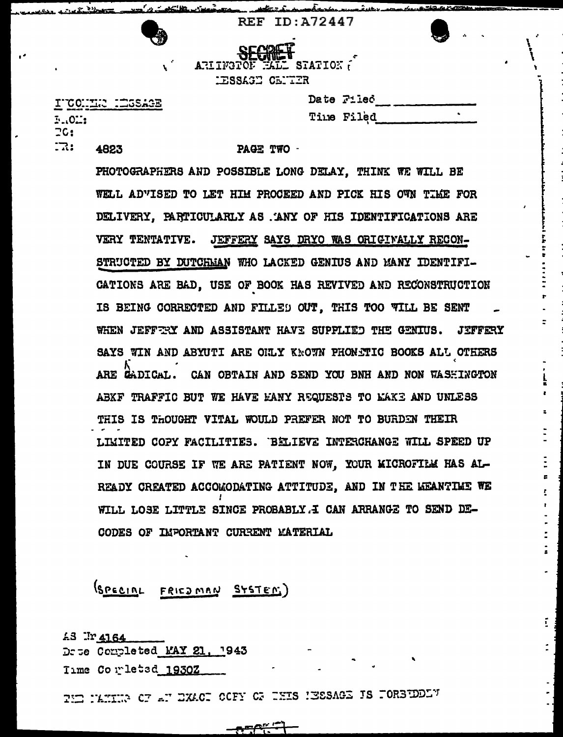REF ID:A72447

SECRET

ARLINGTON HALL STATION

MESSAGE CENTER

INCOMING MESSAGE

FROM:

TO:

NR: 4823

Date Filed \_\_\_\_\_\_\_\_\_\_

Time Filed \_\_\_\_\_\_\_\_\_\_

PAGE TWO -

PHOTOGRAPHERS AND POSSIBLE LONG DELAY, THINK WE WILL BE WELL ADVISED TO LET HIM PROCEED AND PICK HIS OWN TIME FOR DELIVERY, PARTICULARLY AS MANY OF HIS IDENTIFICATIONS ARE VERY TENTATIVE. JEFFERY SAYS DRYO WAS ORIGINALLY RECONSTRUCTED BY DUTCHMAN WHO LACKED GENIUS AND MANY IDENTIFICATIONS ARE BAD, USE OF BOOK HAS REVIVED AND RECONSTRUCTION IS BEING CORRECTED AND FILLED OUT, THIS TOO WILL BE SENT WHEN JEFFERY AND ASSISTANT HAVE SUPPLIED THE GENIUS. JEFFERY SAYS WIN AND ABYUTI ARE ONLY KNOWN PHONETIC BOOKS ALL OTHERS ARE RADICAL. CAN OBTAIN AND SEND YOU BNH AND NON WASHINGTON ABKF TRAFFIC BUT WE HAVE MANY REQUESTS TO MAKE AND UNLESS THIS IS THOUGHT VITAL WOULD PREFER NOT TO BURDEN THEIR LIMITED COPY FACILITIES. BELIEVE INTERCHANGE WILL SPEED UP IN DUE COURSE IF WE ARE PATIENT NOW, YOUR MICROFILM HAS ALREADY CREATED ACCOMODATING ATTITUDE, AND IN THE MEANTIME WE WILL LOSE LITTLE SINCE PROBABLY I CAN ARRANGE TO SEND DECODES OF IMPORTANT CURRENT MATERIAL

(SPECIAL FRIEDMAN SYSTEM)

AS Nr 4164

Date Completed MAY 21, 1943

Time Completed 1930Z

THE MAKING OF AN EXACT COPY OF THIS MESSAGE IS FORBIDDEN

SECRET